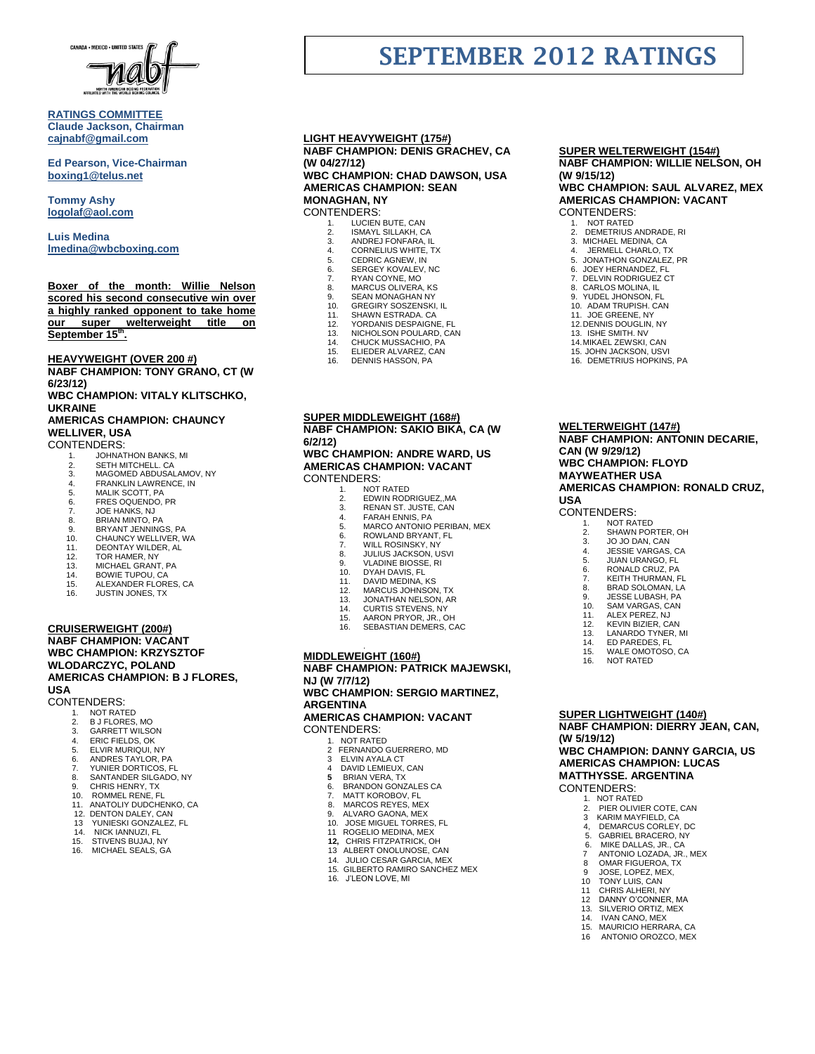# SEPTEMBER 2012 RATINGS

**RATINGS COMMITTEE**
**Claude Jackson, Chairman**
**cajnabf@gmail.com**

**Ed Pearson, Vice-Chairman**
**boxing1@telus.net**

**Tommy Ashy**
**logolaf@aol.com**

**Luis Medina**
**lmedina@wbcboxing.com**

**Boxer of the month: Willie Nelson scored his second consecutive win over a highly ranked opponent to take home our super welterweight title on September 15th.**

## HEAVYWEIGHT (OVER 200 #)

**NABF CHAMPION: TONY GRANO, CT (W 6/23/12)**
**WBC CHAMPION: VITALY KLITSCHKO, UKRAINE**
**AMERICAS CHAMPION: CHAUNCY WELLIVER, USA**

CONTENDERS:

1. JOHNATHON BANKS, MI
2. SETH MITCHELL. CA
3. MAGOMED ABDUSALAMOV, NY
4. FRANKLIN LAWRENCE, IN
5. MALIK SCOTT, PA
6. FRES OQUENDO, PR
7. JOE HANKS, NJ
8. BRIAN MINTO, PA
9. BRYANT JENNINGS, PA
10. CHAUNCY WELLIVER, WA
11. DEONTAY WILDER, AL
12. TOR HAMER, NY
13. MICHAEL GRANT, PA
14. BOWIE TUPOU, CA
15. ALEXANDER FLORES, CA
16. JUSTIN JONES, TX

## CRUISERWEIGHT (200#)

**NABF CHAMPION: VACANT**
**WBC CHAMPION: KRZYSZTOF WLODARCZYC, POLAND**
**AMERICAS CHAMPION: B J FLORES, USA**

CONTENDERS:

1. NOT RATED
2. B J FLORES, MO
3. GARRETT WILSON
4. ERIC FIELDS, OK
5. ELVIR MURIQUI, NY
6. ANDRES TAYLOR, PA
7. YUNIER DORTICOS, FL
8. SANTANDER SILGADO, NY
9. CHRIS HENRY, TX
10. ROMMEL RENE, FL
11. ANATOLIY DUDCHENKO, CA
12. DENTON DALEY, CAN
13. YUNIESKI GONZALEZ, FL
14. NICK IANNUZI, FL
15. STIVENS BUJAJ, NY
16. MICHAEL SEALS, GA

## LIGHT HEAVYWEIGHT (175#)

**NABF CHAMPION: DENIS GRACHEV, CA (W 04/27/12)**
**WBC CHAMPION: CHAD DAWSON, USA**
**AMERICAS CHAMPION: SEAN MONAGHAN, NY**

CONTENDERS:

1. LUCIEN BUTE, CAN
2. ISMAYL SILLAKH, CA
3. ANDREJ FONFARA, IL
4. CORNELIUS WHITE, TX
5. CEDRIC AGNEW, IN
6. SERGEY KOVALEV, NC
7. RYAN COYNE, MO
8. MARCUS OLIVERA, KS
9. SEAN MONAGHAN NY
10. GREGIRY SOSZENSKI, IL
11. SHAWN ESTRADA. CA
12. YORDANIS DESPAIGNE, FL
13. NICHOLSON POULARD, CAN
14. CHUCK MUSSACHIO, PA
15. ELIEDER ALVAREZ, CAN
16. DENNIS HASSON, PA

## SUPER MIDDLEWEIGHT (168#)

**NABF CHAMPION: SAKIO BIKA, CA (W 6/2/12)**
**WBC CHAMPION: ANDRE WARD, US**
**AMERICAS CHAMPION: VACANT**

CONTENDERS:

1. NOT RATED
2. EDWIN RODRIGUEZ,,MA
3. RENAN ST. JUSTE, CAN
4. FARAH ENNIS, PA
5. MARCO ANTONIO PERIBAN, MEX
6. ROWLAND BRYANT, FL
7. WILL ROSINSKY, NY
8. JULIUS JACKSON, USVI
9. VLADINE BIOSSE, RI
10. DYAH DAVIS, FL
11. DAVID MEDINA, KS
12. MARCUS JOHNSON, TX
13. JONATHAN NELSON, AR
14. CURTIS STEVENS, NY
15. AARON PRYOR, JR., OH
16. SEBASTIAN DEMERS, CAC

## MIDDLEWEIGHT (160#)

**NABF CHAMPION: PATRICK MAJEWSKI, NJ (W 7/7/12)**
**WBC CHAMPION: SERGIO MARTINEZ, ARGENTINA**
**AMERICAS CHAMPION: VACANT**

CONTENDERS:

1. NOT RATED
2. FERNANDO GUERRERO, MD
3. ELVIN AYALA CT
4. DAVID LEMIEUX, CAN
5. BRIAN VERA, TX
6. BRANDON GONZALES CA
7. MATT KOROBOV, FL
8. MARCOS REYES, MEX
9. ALVARO GAONA, MEX
10. JOSE MIGUEL TORRES, FL
11. ROGELIO MEDINA, MEX
12. CHRIS FITZPATRICK, OH
13. ALBERT ONOLUNOSE, CAN
14. JULIO CESAR GARCIA, MEX
15. GILBERTO RAMIRO SANCHEZ MEX
16. J'LEON LOVE, MI

## SUPER WELTERWEIGHT (154#)

**NABF CHAMPION: WILLIE NELSON, OH (W 9/15/12)**
**WBC CHAMPION: SAUL ALVAREZ, MEX**
**AMERICAS CHAMPION: VACANT**

CONTENDERS:

1. NOT RATED
2. DEMETRIUS ANDRADE, RI
3. MICHAEL MEDINA, CA
4. JERMELL CHARLO, TX
5. JONATHON GONZALEZ, PR
6. JOEY HERNANDEZ, FL
7. DELVIN RODRIGUEZ CT
8. CARLOS MOLINA, IL
9. YUDEL JHONSON, FL
10. ADAM TRUPISH. CAN
11. JOE GREENE, NY
12. DENNIS DOUGLIN, NY
13. ISHE SMITH. NV
14. MIKAEL ZEWSKI, CAN
15. JOHN JACKSON, USVI
16. DEMETRIUS HOPKINS, PA

## WELTERWEIGHT (147#)

**NABF CHAMPION: ANTONIN DECARIE, CAN (W 9/29/12)**
**WBC CHAMPION: FLOYD MAYWEATHER USA**
**AMERICAS CHAMPION: RONALD CRUZ, USA**

CONTENDERS:

1. NOT RATED
2. SHAWN PORTER, OH
3. JO JO DAN, CAN
4. JESSIE VARGAS, CA
5. JUAN URANGO, FL
6. RONALD CRUZ, PA
7. KEITH THURMAN, FL
8. BRAD SOLOMAN, LA
9. JESSE LUBASH, PA
10. SAM VARGAS, CAN
11. ALEX PEREZ, NJ
12. KEVIN BIZIER, CAN
13. LANARDO TYNER, MI
14. ED PAREDES, FL
15. WALE OMOTOSO, CA
16. NOT RATED

## SUPER LIGHTWEIGHT (140#)

**NABF CHAMPION: DIERRY JEAN, CAN, (W 5/19/12)**
**WBC CHAMPION: DANNY GARCIA, US**
**AMERICAS CHAMPION: LUCAS MATTHYSSE. ARGENTINA**

CONTENDERS:

1. NOT RATED
2. PIER OLIVIER COTE, CAN
3. KARIM MAYFIELD, CA
4. DEMARCUS CORLEY, DC
5. GABRIEL BRACERO, NY
6. MIKE DALLAS, JR., CA
7. ANTONIO LOZADA, JR., MEX
8. OMAR FIGUEROA, TX
9. JOSE, LOPEZ, MEX,
10. TONY LUIS, CAN
11. CHRIS ALHERI, NY
12. DANNY O'CONNER, MA
13. SILVERIO ORTIZ, MEX
14. IVAN CANO, MEX
15. MAURICIO HERRARA, CA
16. ANTONIO OROZCO, MEX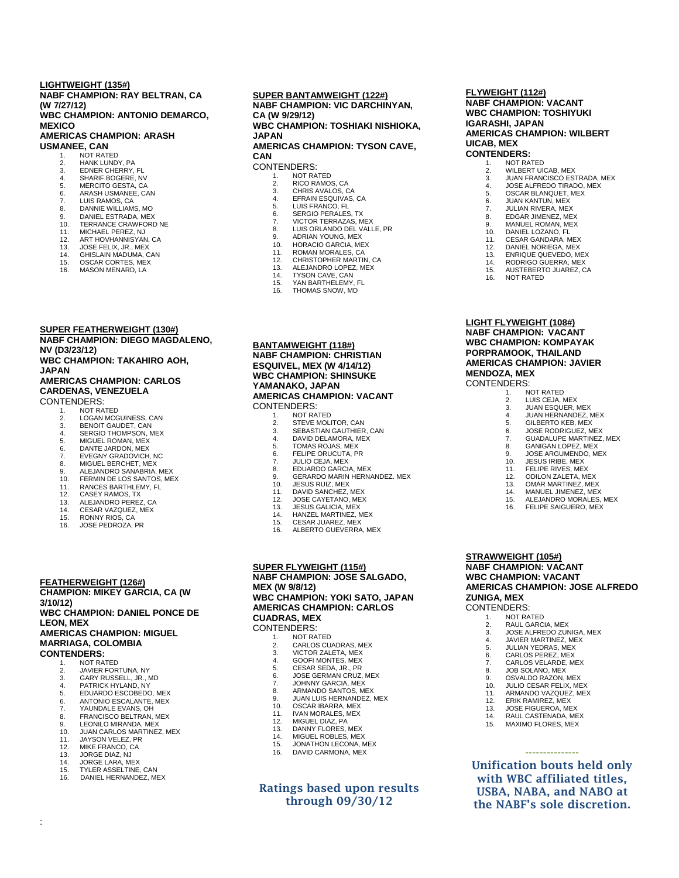## LIGHTWEIGHT (135#)

**NABF CHAMPION: RAY BELTRAN, CA (W 7/27/12)**
**WBC CHAMPION: ANTONIO DEMARCO, MEXICO**
**AMERICAS CHAMPION: ARASH USMANEE, CAN**

1. NOT RATED
2. HANK LUNDY, PA
3. EDNER CHERRY, FL
4. SHARIF BOGERE, NV
5. MERCITO GESTA, CA
6. ARASH USMANEE, CAN
7. LUIS RAMOS, CA
8. DANNIE WILLIAMS, MO
9. DANIEL ESTRADA, MEX
10. TERRANCE CRAWFORD NE
11. MICHAEL PEREZ, NJ
12. ART HOVHANNISYAN, CA
13. JOSE FELIX, JR., MEX
14. GHISLAIN MADUMA, CAN
15. OSCAR CORTES, MEX
16. MASON MENARD, LA

## SUPER FEATHERWEIGHT (130#)

**NABF CHAMPION: DIEGO MAGDALENO, NV (D3/23/12)**
**WBC CHAMPION: TAKAHIRO AOH, JAPAN**
**AMERICAS CHAMPION: CARLOS CARDENAS, VENEZUELA**

CONTENDERS:

1. NOT RATED
2. LOGAN MCGUINESS, CAN
3. BENOIT GAUDET, CAN
4. SERGIO THOMPSON, MEX
5. MIGUEL ROMAN, MEX
6. DANTE JARDON, MEX
7. EVEGNY GRADOVICH, NC
8. MIGUEL BERCHET, MEX
9. ALEJANDRO SANABRIA, MEX
10. FERMIN DE LOS SANTOS, MEX
11. RANCES BARTHLEMY, FL
12. CASEY RAMOS, TX
13. ALEJANDRO PEREZ, CA
14. CESAR VAZQUEZ, MEX
15. RONNY RIOS, CA
16. JOSE PEDROZA, PR

## FEATHERWEIGHT (126#)

**CHAMPION: MIKEY GARCIA, CA (W 3/10/12)**
**WBC CHAMPION: DANIEL PONCE DE LEON, MEX**
**AMERICAS CHAMPION: MIGUEL MARRIAGA, COLOMBIA**

**CONTENDERS:**

1. NOT RATED
2. JAVIER FORTUNA, NY
3. GARY RUSSELL, JR., MD
4. PATRICK HYLAND, NY
5. EDUARDO ESCOBEDO, MEX
6. ANTONIO ESCALANTE, MEX
7. YAUNDALE EVANS, OH
8. FRANCISCO BELTRAN, MEX
9. LEONILO MIRANDA, MEX
10. JUAN CARLOS MARTINEZ, MEX
11. JAYSON VELEZ, PR
12. MIKE FRANCO, CA
13. JORGE DIAZ, NJ
14. JORGE LARA, MEX
15. TYLER ASSELTINE, CAN
16. DANIEL HERNANDEZ, MEX

## SUPER BANTAMWEIGHT (122#)

**NABF CHAMPION: VIC DARCHINYAN, CA (W 9/29/12)**
**WBC CHAMPION: TOSHIAKI NISHIOKA, JAPAN**
**AMERICAS CHAMPION: TYSON CAVE, CAN**

CONTENDERS:

1. NOT RATED
2. RICO RAMOS, CA
3. CHRIS AVALOS, CA
4. EFRAIN ESQUIVAS, CA
5. LUIS FRANCO, FL
6. SERGIO PERALES, TX
7. VICTOR TERRAZAS, MEX
8. LUIS ORLANDO DEL VALLE, PR
9. ADRIAN YOUNG, MEX
10. HORACIO GARCIA, MEX
11. ROMAN MORALES, CA
12. CHRISTOPHER MARTIN, CA
13. ALEJANDRO LOPEZ, MEX
14. TYSON CAVE, CAN
15. YAN BARTHELEMY, FL
16. THOMAS SNOW, MD

## BANTAMWEIGHT (118#)

**NABF CHAMPION: CHRISTIAN ESQUIVEL, MEX (W 4/14/12)**
**WBC CHAMPION: SHINSUKE YAMANAKO, JAPAN**
**AMERICAS CHAMPION: VACANT**

CONTENDERS:

1. NOT RATED
2. STEVE MOLITOR, CAN
3. SEBASTIAN GAUTHIER, CAN
4. DAVID DELAMORA, MEX
5. TOMAS ROJAS, MEX
6. FELIPE ORUCUTA, PR
7. JULIO CEJA, MEX
8. EDUARDO GARCIA, MEX
9. GERARDO MARIN HERNANDEZ. MEX
10. JESUS RUIZ, MEX
11. DAVID SANCHEZ, MEX
12. JOSE CAYETANO, MEX
13. JESUS GALICIA, MEX
14. HANZEL MARTINEZ, MEX
15. CESAR JUAREZ, MEX
16. ALBERTO GUEVERRA, MEX

## SUPER FLYWEIGHT (115#)

**NABF CHAMPION: JOSE SALGADO, MEX (W 9/8/12)**
**WBC CHAMPION: YOKI SATO, JAPAN**
**AMERICAS CHAMPION: CARLOS CUADRAS, MEX**

CONTENDERS:

1. NOT RATED
2. CARLOS CUADRAS, MEX
3. VICTOR ZALETA, MEX
4. GOOFI MONTES, MEX
5. CESAR SEDA, JR., PR
6. JOSE GERMAN CRUZ, MEX
7. JOHNNY GARCIA, MEX
8. ARMANDO SANTOS, MEX
9. JUAN LUIS HERNANDEZ, MEX
10. OSCAR IBARRA, MEX
11. IVAN MORALES, MEX
12. MIGUEL DIAZ, PA
13. DANNY FLORES, MEX
14. MIGUEL ROBLES, MEX
15. JONATHON LECONA, MEX
16. DAVID CARMONA, MEX

**Ratings based upon results through 09/30/12**

## FLYWEIGHT (112#)

**NABF CHAMPION: VACANT**
**WBC CHAMPION: TOSHIYUKI IGARASHI, JAPAN**
**AMERICAS CHAMPION: WILBERT UICAB, MEX**

**CONTENDERS:**

1. NOT RATED
2. WILBERT UICAB, MEX
3. JUAN FRANCISCO ESTRADA, MEX
4. JOSE ALFREDO TIRADO, MEX
5. OSCAR BLANQUET, MEX
6. JUAN KANTUN, MEX
7. JULIAN RIVERA, MEX
8. EDGAR JIMENEZ, MEX
9. MANUEL ROMAN, MEX
10. DANIEL LOZANO, FL
11. CESAR GANDARA. MEX
12. DANIEL NORIEGA, MEX
13. ENRIQUE QUEVEDO, MEX
14. RODRIGO GUERRA, MEX
15. AUSTEBERTO JUAREZ, CA
16. NOT RATED

## LIGHT FLYWEIGHT (108#)

**NABF CHAMPION: VACANT**
**WBC CHAMPION: KOMPAYAK PORPRAMOOK, THAILAND**
**AMERICAS CHAMPION: JAVIER MENDOZA, MEX**

CONTENDERS:

1. NOT RATED
2. LUIS CEJA, MEX
3. JUAN ESQUER, MEX
4. JUAN HERNANDEZ, MEX
5. GILBERTO KEB, MEX
6. JOSE RODRIGUEZ, MEX
7. GUADALUPE MARTINEZ, MEX
8. GANIGAN LOPEZ, MEX
9. JOSE ARGUMENDO, MEX
10. JESUS IRIBE, MEX
11. FELIPE RIVES, MEX
12. ODILON ZALETA, MEX
13. OMAR MARTINEZ, MEX
14. MANUEL JIMENEZ, MEX
15. ALEJANDRO MORALES, MEX
16. FELIPE SAIGUERO, MEX

## STRAWWEIGHT (105#)

**NABF CHAMPION: VACANT**
**WBC CHAMPION: VACANT**
**AMERICAS CHAMPION: JOSE ALFREDO ZUNIGA, MEX**

CONTENDERS:

1. NOT RATED
2. RAUL GARCIA, MEX
3. JOSE ALFREDO ZUNIGA, MEX
4. JAVIER MARTINEZ, MEX
5. JULIAN YEDRAS, MEX
6. CARLOS PEREZ, MEX
7. CARLOS VELARDE, MEX
8. JOB SOLANO, MEX
9. OSVALDO RAZON, MEX
10. JULIO CESAR FELIX, MEX
11. ARMANDO VAZQUEZ, MEX
12. ERIK RAMIREZ, MEX
13. JOSE FIGUEROA, MEX
14. RAUL CASTENADA, MEX
15. MAXIMO FLORES, MEX

---

**Unification bouts held only with WBC affiliated titles, USBA, NABA, and NABO at the NABF's sole discretion.**